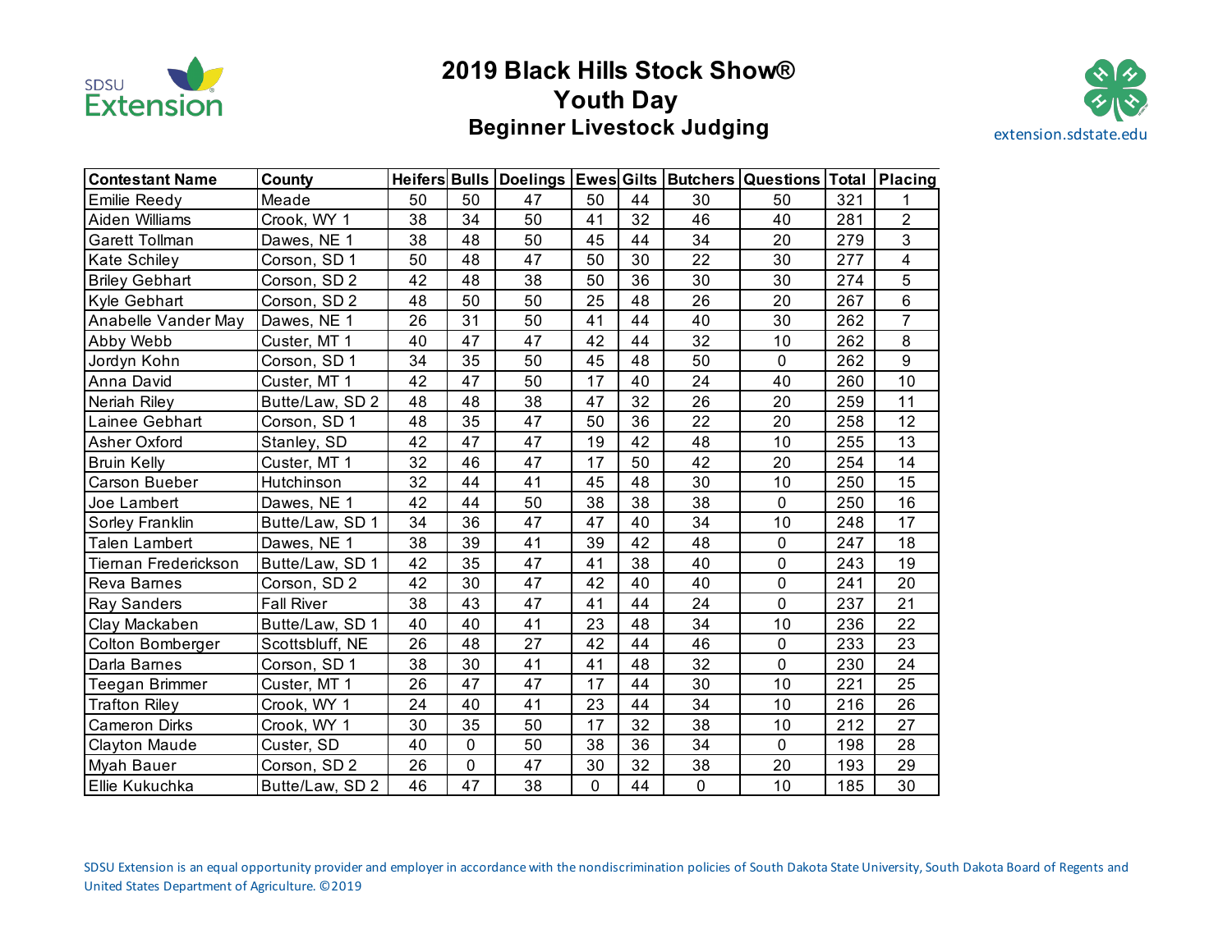SDSU Extension

# 2019 Black Hills Stock Show®
## Youth Day
### Beginner Livestock Judging

extension.sdstate.edu

| Contestant Name | County | Heifers | Bulls | Doelings | Ewes | Gilts | Butchers | Questions | Total | Placing |
|---|---|---|---|---|---|---|---|---|---|---|
| Emilie Reedy | Meade | 50 | 50 | 47 | 50 | 44 | 30 | 50 | 321 | 1 |
| Aiden Williams | Crook, WY 1 | 38 | 34 | 50 | 41 | 32 | 46 | 40 | 281 | 2 |
| Garett Tollman | Dawes, NE 1 | 38 | 48 | 50 | 45 | 44 | 34 | 20 | 279 | 3 |
| Kate Schiley | Corson, SD 1 | 50 | 48 | 47 | 50 | 30 | 22 | 30 | 277 | 4 |
| Briley Gebhart | Corson, SD 2 | 42 | 48 | 38 | 50 | 36 | 30 | 30 | 274 | 5 |
| Kyle Gebhart | Corson, SD 2 | 48 | 50 | 50 | 25 | 48 | 26 | 20 | 267 | 6 |
| Anabelle Vander May | Dawes, NE 1 | 26 | 31 | 50 | 41 | 44 | 40 | 30 | 262 | 7 |
| Abby Webb | Custer, MT 1 | 40 | 47 | 47 | 42 | 44 | 32 | 10 | 262 | 8 |
| Jordyn Kohn | Corson, SD 1 | 34 | 35 | 50 | 45 | 48 | 50 | 0 | 262 | 9 |
| Anna David | Custer, MT 1 | 42 | 47 | 50 | 17 | 40 | 24 | 40 | 260 | 10 |
| Neriah Riley | Butte/Law, SD 2 | 48 | 48 | 38 | 47 | 32 | 26 | 20 | 259 | 11 |
| Lainee Gebhart | Corson, SD 1 | 48 | 35 | 47 | 50 | 36 | 22 | 20 | 258 | 12 |
| Asher Oxford | Stanley, SD | 42 | 47 | 47 | 19 | 42 | 48 | 10 | 255 | 13 |
| Bruin Kelly | Custer, MT 1 | 32 | 46 | 47 | 17 | 50 | 42 | 20 | 254 | 14 |
| Carson Bueber | Hutchinson | 32 | 44 | 41 | 45 | 48 | 30 | 10 | 250 | 15 |
| Joe Lambert | Dawes, NE 1 | 42 | 44 | 50 | 38 | 38 | 38 | 0 | 250 | 16 |
| Sorley Franklin | Butte/Law, SD 1 | 34 | 36 | 47 | 47 | 40 | 34 | 10 | 248 | 17 |
| Talen Lambert | Dawes, NE 1 | 38 | 39 | 41 | 39 | 42 | 48 | 0 | 247 | 18 |
| Tiernan Frederickson | Butte/Law, SD 1 | 42 | 35 | 47 | 41 | 38 | 40 | 0 | 243 | 19 |
| Reva Barnes | Corson, SD 2 | 42 | 30 | 47 | 42 | 40 | 40 | 0 | 241 | 20 |
| Ray Sanders | Fall River | 38 | 43 | 47 | 41 | 44 | 24 | 0 | 237 | 21 |
| Clay Mackaben | Butte/Law, SD 1 | 40 | 40 | 41 | 23 | 48 | 34 | 10 | 236 | 22 |
| Colton Bomberger | Scottsbluff, NE | 26 | 48 | 27 | 42 | 44 | 46 | 0 | 233 | 23 |
| Darla Barnes | Corson, SD 1 | 38 | 30 | 41 | 41 | 48 | 32 | 0 | 230 | 24 |
| Teegan Brimmer | Custer, MT 1 | 26 | 47 | 47 | 17 | 44 | 30 | 10 | 221 | 25 |
| Trafton Riley | Crook, WY 1 | 24 | 40 | 41 | 23 | 44 | 34 | 10 | 216 | 26 |
| Cameron Dirks | Crook, WY 1 | 30 | 35 | 50 | 17 | 32 | 38 | 10 | 212 | 27 |
| Clayton Maude | Custer, SD | 40 | 0 | 50 | 38 | 36 | 34 | 0 | 198 | 28 |
| Myah Bauer | Corson, SD 2 | 26 | 0 | 47 | 30 | 32 | 38 | 20 | 193 | 29 |
| Ellie Kukuchka | Butte/Law, SD 2 | 46 | 47 | 38 | 0 | 44 | 0 | 10 | 185 | 30 |

SDSU Extension is an equal opportunity provider and employer in accordance with the nondiscrimination policies of South Dakota State University, South Dakota Board of Regents and United States Department of Agriculture. ©2019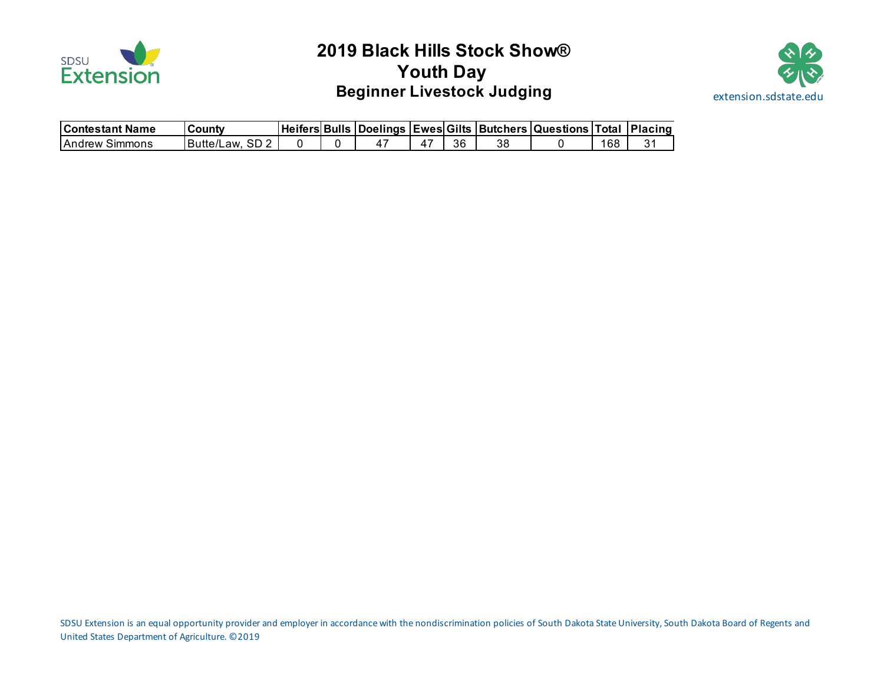# 2019 Black Hills Stock Show®
## Youth Day
### Beginner Livestock Judging

extension.sdstate.edu

| Contestant Name | County | Heifers | Bulls | Doelings | Ewes | Gilts | Butchers | Questions | Total | Placing |
|---|---|---|---|---|---|---|---|---|---|---|
| Andrew Simmons | Butte/Law, SD 2 | 0 | 0 | 47 | 47 | 36 | 38 | 0 | 168 | 31 |

SDSU Extension is an equal opportunity provider and employer in accordance with the nondiscrimination policies of South Dakota State University, South Dakota Board of Regents and United States Department of Agriculture. ©2019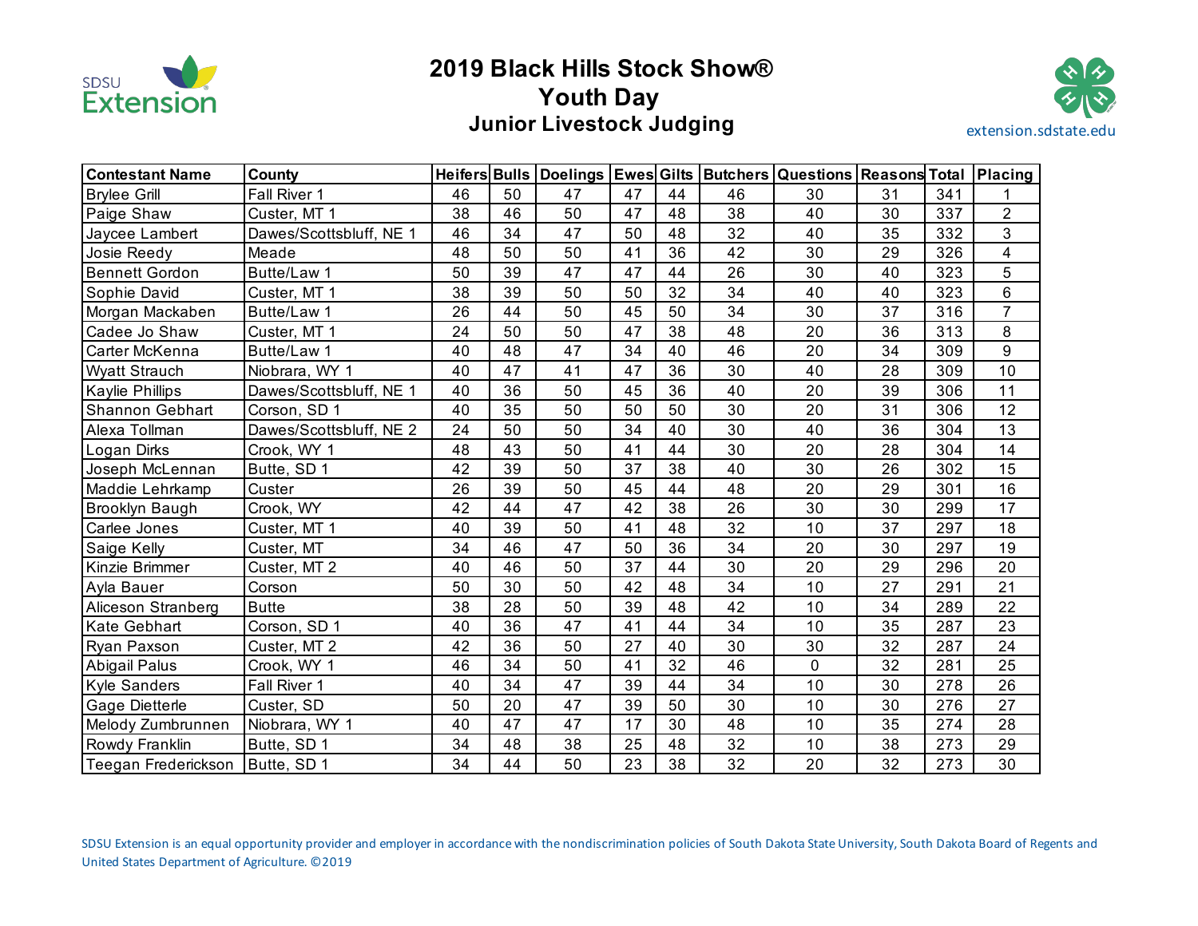# 2019 Black Hills Stock Show®

## Youth Day

### Junior Livestock Judging

| Contestant Name | County | Heifers | Bulls | Doelings | Ewes | Gilts | Butchers | Questions | Reasons | Total | Placing |
|---|---|---|---|---|---|---|---|---|---|---|---|
| Brylee Grill | Fall River 1 | 46 | 50 | 47 | 47 | 44 | 46 | 30 | 31 | 341 | 1 |
| Paige Shaw | Custer, MT 1 | 38 | 46 | 50 | 47 | 48 | 38 | 40 | 30 | 337 | 2 |
| Jaycee Lambert | Dawes/Scottsbluff, NE 1 | 46 | 34 | 47 | 50 | 48 | 32 | 40 | 35 | 332 | 3 |
| Josie Reedy | Meade | 48 | 50 | 50 | 41 | 36 | 42 | 30 | 29 | 326 | 4 |
| Bennett Gordon | Butte/Law 1 | 50 | 39 | 47 | 47 | 44 | 26 | 30 | 40 | 323 | 5 |
| Sophie David | Custer, MT 1 | 38 | 39 | 50 | 50 | 32 | 34 | 40 | 40 | 323 | 6 |
| Morgan Mackaben | Butte/Law 1 | 26 | 44 | 50 | 45 | 50 | 34 | 30 | 37 | 316 | 7 |
| Cadee Jo Shaw | Custer, MT 1 | 24 | 50 | 50 | 47 | 38 | 48 | 20 | 36 | 313 | 8 |
| Carter McKenna | Butte/Law 1 | 40 | 48 | 47 | 34 | 40 | 46 | 20 | 34 | 309 | 9 |
| Wyatt Strauch | Niobrara, WY 1 | 40 | 47 | 41 | 47 | 36 | 30 | 40 | 28 | 309 | 10 |
| Kaylie Phillips | Dawes/Scottsbluff, NE 1 | 40 | 36 | 50 | 45 | 36 | 40 | 20 | 39 | 306 | 11 |
| Shannon Gebhart | Corson, SD 1 | 40 | 35 | 50 | 50 | 50 | 30 | 20 | 31 | 306 | 12 |
| Alexa Tollman | Dawes/Scottsbluff, NE 2 | 24 | 50 | 50 | 34 | 40 | 30 | 40 | 36 | 304 | 13 |
| Logan Dirks | Crook, WY 1 | 48 | 43 | 50 | 41 | 44 | 30 | 20 | 28 | 304 | 14 |
| Joseph McLennan | Butte, SD 1 | 42 | 39 | 50 | 37 | 38 | 40 | 30 | 26 | 302 | 15 |
| Maddie Lehrkamp | Custer | 26 | 39 | 50 | 45 | 44 | 48 | 20 | 29 | 301 | 16 |
| Brooklyn Baugh | Crook, WY | 42 | 44 | 47 | 42 | 38 | 26 | 30 | 30 | 299 | 17 |
| Carlee Jones | Custer, MT 1 | 40 | 39 | 50 | 41 | 48 | 32 | 10 | 37 | 297 | 18 |
| Saige Kelly | Custer, MT | 34 | 46 | 47 | 50 | 36 | 34 | 20 | 30 | 297 | 19 |
| Kinzie Brimmer | Custer, MT 2 | 40 | 46 | 50 | 37 | 44 | 30 | 20 | 29 | 296 | 20 |
| Ayla Bauer | Corson | 50 | 30 | 50 | 42 | 48 | 34 | 10 | 27 | 291 | 21 |
| Aliceson Stranberg | Butte | 38 | 28 | 50 | 39 | 48 | 42 | 10 | 34 | 289 | 22 |
| Kate Gebhart | Corson, SD 1 | 40 | 36 | 47 | 41 | 44 | 34 | 10 | 35 | 287 | 23 |
| Ryan Paxson | Custer, MT 2 | 42 | 36 | 50 | 27 | 40 | 30 | 30 | 32 | 287 | 24 |
| Abigail Palus | Crook, WY 1 | 46 | 34 | 50 | 41 | 32 | 46 | 0 | 32 | 281 | 25 |
| Kyle Sanders | Fall River 1 | 40 | 34 | 47 | 39 | 44 | 34 | 10 | 30 | 278 | 26 |
| Gage Dietterle | Custer, SD | 50 | 20 | 47 | 39 | 50 | 30 | 10 | 30 | 276 | 27 |
| Melody Zumbrunnen | Niobrara, WY 1 | 40 | 47 | 47 | 17 | 30 | 48 | 10 | 35 | 274 | 28 |
| Rowdy Franklin | Butte, SD 1 | 34 | 48 | 38 | 25 | 48 | 32 | 10 | 38 | 273 | 29 |
| Teegan Frederickson | Butte, SD 1 | 34 | 44 | 50 | 23 | 38 | 32 | 20 | 32 | 273 | 30 |

SDSU Extension is an equal opportunity provider and employer in accordance with the nondiscrimination policies of South Dakota State University, South Dakota Board of Regents and United States Department of Agriculture. ©2019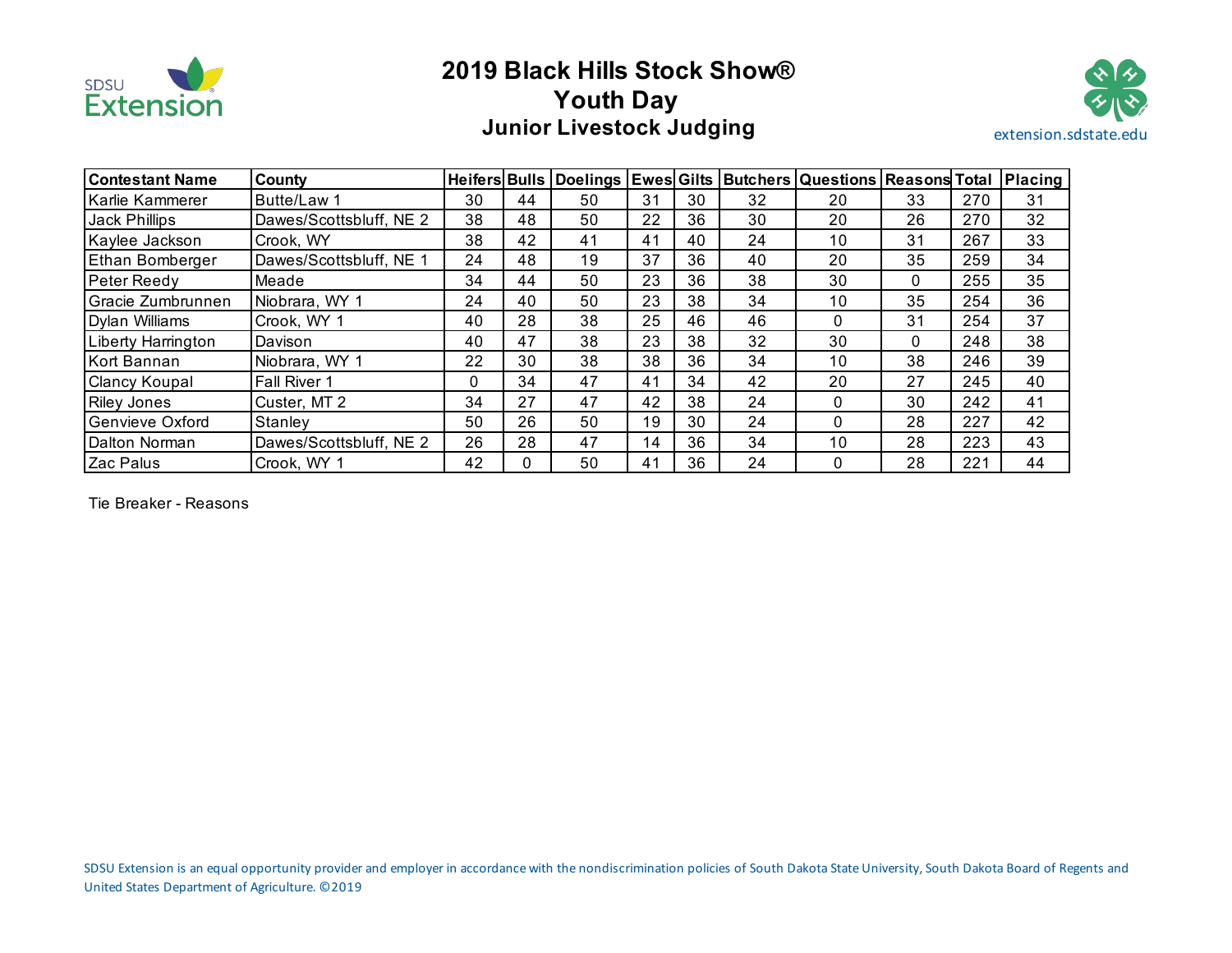# 2019 Black Hills Stock Show®

## Youth Day

### Junior Livestock Judging

| Contestant Name | County | Heifers | Bulls | Doelings | Ewes | Gilts | Butchers | Questions | Reasons | Total | Placing |
|---|---|---|---|---|---|---|---|---|---|---|---|
| Karlie Kammerer | Butte/Law 1 | 30 | 44 | 50 | 31 | 30 | 32 | 20 | 33 | 270 | 31 |
| Jack Phillips | Dawes/Scottsbluff, NE 2 | 38 | 48 | 50 | 22 | 36 | 30 | 20 | 26 | 270 | 32 |
| Kaylee Jackson | Crook, WY | 38 | 42 | 41 | 41 | 40 | 24 | 10 | 31 | 267 | 33 |
| Ethan Bomberger | Dawes/Scottsbluff, NE 1 | 24 | 48 | 19 | 37 | 36 | 40 | 20 | 35 | 259 | 34 |
| Peter Reedy | Meade | 34 | 44 | 50 | 23 | 36 | 38 | 30 | 0 | 255 | 35 |
| Gracie Zumbrunnen | Niobrara, WY 1 | 24 | 40 | 50 | 23 | 38 | 34 | 10 | 35 | 254 | 36 |
| Dylan Williams | Crook, WY 1 | 40 | 28 | 38 | 25 | 46 | 46 | 0 | 31 | 254 | 37 |
| Liberty Harrington | Davison | 40 | 47 | 38 | 23 | 38 | 32 | 30 | 0 | 248 | 38 |
| Kort Bannan | Niobrara, WY 1 | 22 | 30 | 38 | 38 | 36 | 34 | 10 | 38 | 246 | 39 |
| Clancy Koupal | Fall River 1 | 0 | 34 | 47 | 41 | 34 | 42 | 20 | 27 | 245 | 40 |
| Riley Jones | Custer, MT 2 | 34 | 27 | 47 | 42 | 38 | 24 | 0 | 30 | 242 | 41 |
| Genvieve Oxford | Stanley | 50 | 26 | 50 | 19 | 30 | 24 | 0 | 28 | 227 | 42 |
| Dalton Norman | Dawes/Scottsbluff, NE 2 | 26 | 28 | 47 | 14 | 36 | 34 | 10 | 28 | 223 | 43 |
| Zac Palus | Crook, WY 1 | 42 | 0 | 50 | 41 | 36 | 24 | 0 | 28 | 221 | 44 |

Tie Breaker - Reasons

SDSU Extension is an equal opportunity provider and employer in accordance with the nondiscrimination policies of South Dakota State University, South Dakota Board of Regents and United States Department of Agriculture. ©2019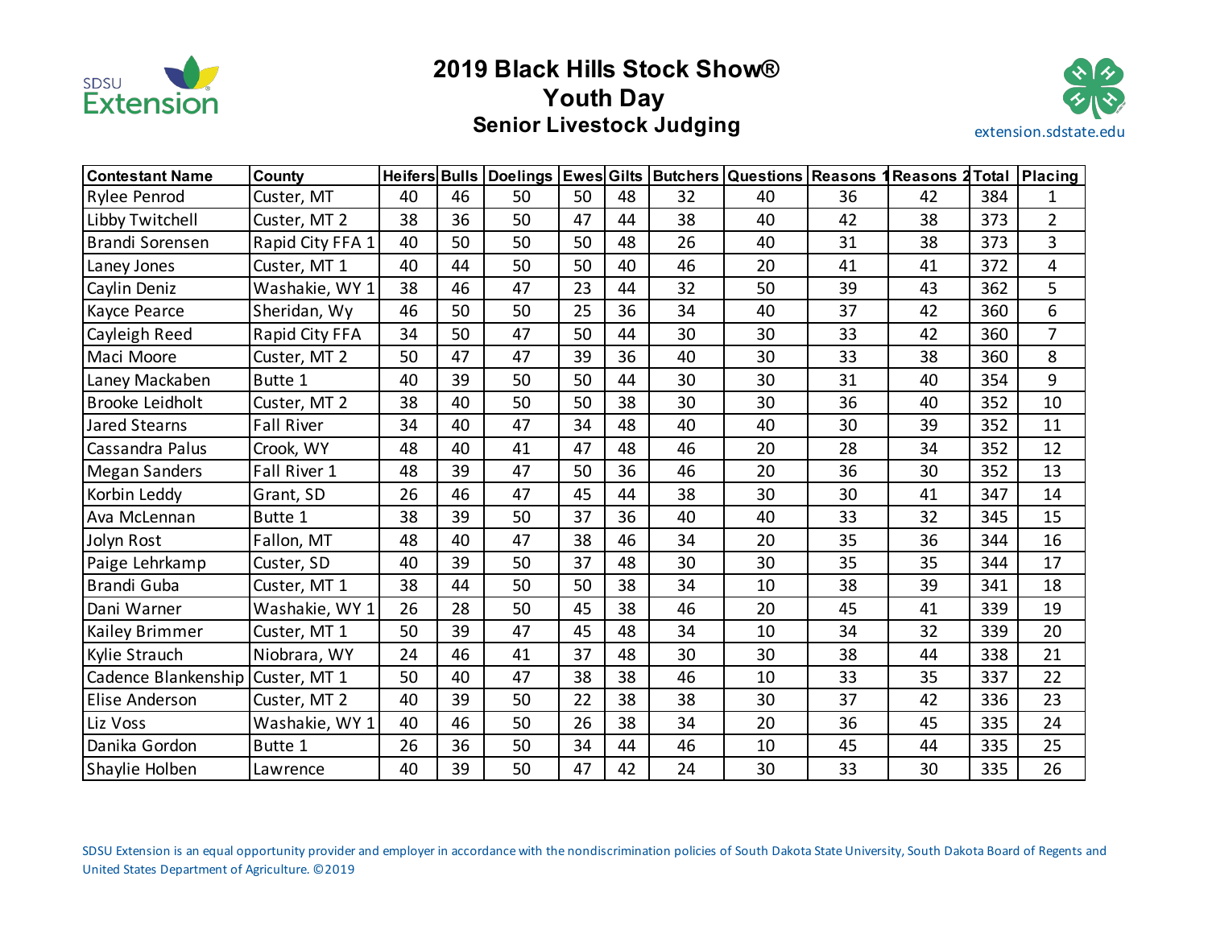# 2019 Black Hills Stock Show®

## Youth Day

### Senior Livestock Judging

| Contestant Name | County | Heifers | Bulls | Doelings | Ewes | Gilts | Butchers | Questions | Reasons 1 | Reasons 2 | Total | Placing |
|---|---|---|---|---|---|---|---|---|---|---|---|---|
| Rylee Penrod | Custer, MT | 40 | 46 | 50 | 50 | 48 | 32 | 40 | 36 | 42 | 384 | 1 |
| Libby Twitchell | Custer, MT 2 | 38 | 36 | 50 | 47 | 44 | 38 | 40 | 42 | 38 | 373 | 2 |
| Brandi Sorensen | Rapid City FFA 1 | 40 | 50 | 50 | 50 | 48 | 26 | 40 | 31 | 38 | 373 | 3 |
| Laney Jones | Custer, MT 1 | 40 | 44 | 50 | 50 | 40 | 46 | 20 | 41 | 41 | 372 | 4 |
| Caylin Deniz | Washakie, WY 1 | 38 | 46 | 47 | 23 | 44 | 32 | 50 | 39 | 43 | 362 | 5 |
| Kayce Pearce | Sheridan, Wy | 46 | 50 | 50 | 25 | 36 | 34 | 40 | 37 | 42 | 360 | 6 |
| Cayleigh Reed | Rapid City FFA | 34 | 50 | 47 | 50 | 44 | 30 | 30 | 33 | 42 | 360 | 7 |
| Maci Moore | Custer, MT 2 | 50 | 47 | 47 | 39 | 36 | 40 | 30 | 33 | 38 | 360 | 8 |
| Laney Mackaben | Butte 1 | 40 | 39 | 50 | 50 | 44 | 30 | 30 | 31 | 40 | 354 | 9 |
| Brooke Leidholt | Custer, MT 2 | 38 | 40 | 50 | 50 | 38 | 30 | 30 | 36 | 40 | 352 | 10 |
| Jared Stearns | Fall River | 34 | 40 | 47 | 34 | 48 | 40 | 40 | 30 | 39 | 352 | 11 |
| Cassandra Palus | Crook, WY | 48 | 40 | 41 | 47 | 48 | 46 | 20 | 28 | 34 | 352 | 12 |
| Megan Sanders | Fall River 1 | 48 | 39 | 47 | 50 | 36 | 46 | 20 | 36 | 30 | 352 | 13 |
| Korbin Leddy | Grant, SD | 26 | 46 | 47 | 45 | 44 | 38 | 30 | 30 | 41 | 347 | 14 |
| Ava McLennan | Butte 1 | 38 | 39 | 50 | 37 | 36 | 40 | 40 | 33 | 32 | 345 | 15 |
| Jolyn Rost | Fallon, MT | 48 | 40 | 47 | 38 | 46 | 34 | 20 | 35 | 36 | 344 | 16 |
| Paige Lehrkamp | Custer, SD | 40 | 39 | 50 | 37 | 48 | 30 | 30 | 35 | 35 | 344 | 17 |
| Brandi Guba | Custer, MT 1 | 38 | 44 | 50 | 50 | 38 | 34 | 10 | 38 | 39 | 341 | 18 |
| Dani Warner | Washakie, WY 1 | 26 | 28 | 50 | 45 | 38 | 46 | 20 | 45 | 41 | 339 | 19 |
| Kailey Brimmer | Custer, MT 1 | 50 | 39 | 47 | 45 | 48 | 34 | 10 | 34 | 32 | 339 | 20 |
| Kylie Strauch | Niobrara, WY | 24 | 46 | 41 | 37 | 48 | 30 | 30 | 38 | 44 | 338 | 21 |
| Cadence Blankenship | Custer, MT 1 | 50 | 40 | 47 | 38 | 38 | 46 | 10 | 33 | 35 | 337 | 22 |
| Elise Anderson | Custer, MT 2 | 40 | 39 | 50 | 22 | 38 | 38 | 30 | 37 | 42 | 336 | 23 |
| Liz Voss | Washakie, WY 1 | 40 | 46 | 50 | 26 | 38 | 34 | 20 | 36 | 45 | 335 | 24 |
| Danika Gordon | Butte 1 | 26 | 36 | 50 | 34 | 44 | 46 | 10 | 45 | 44 | 335 | 25 |
| Shaylie Holben | Lawrence | 40 | 39 | 50 | 47 | 42 | 24 | 30 | 33 | 30 | 335 | 26 |

SDSU Extension is an equal opportunity provider and employer in accordance with the nondiscrimination policies of South Dakota State University, South Dakota Board of Regents and United States Department of Agriculture. ©2019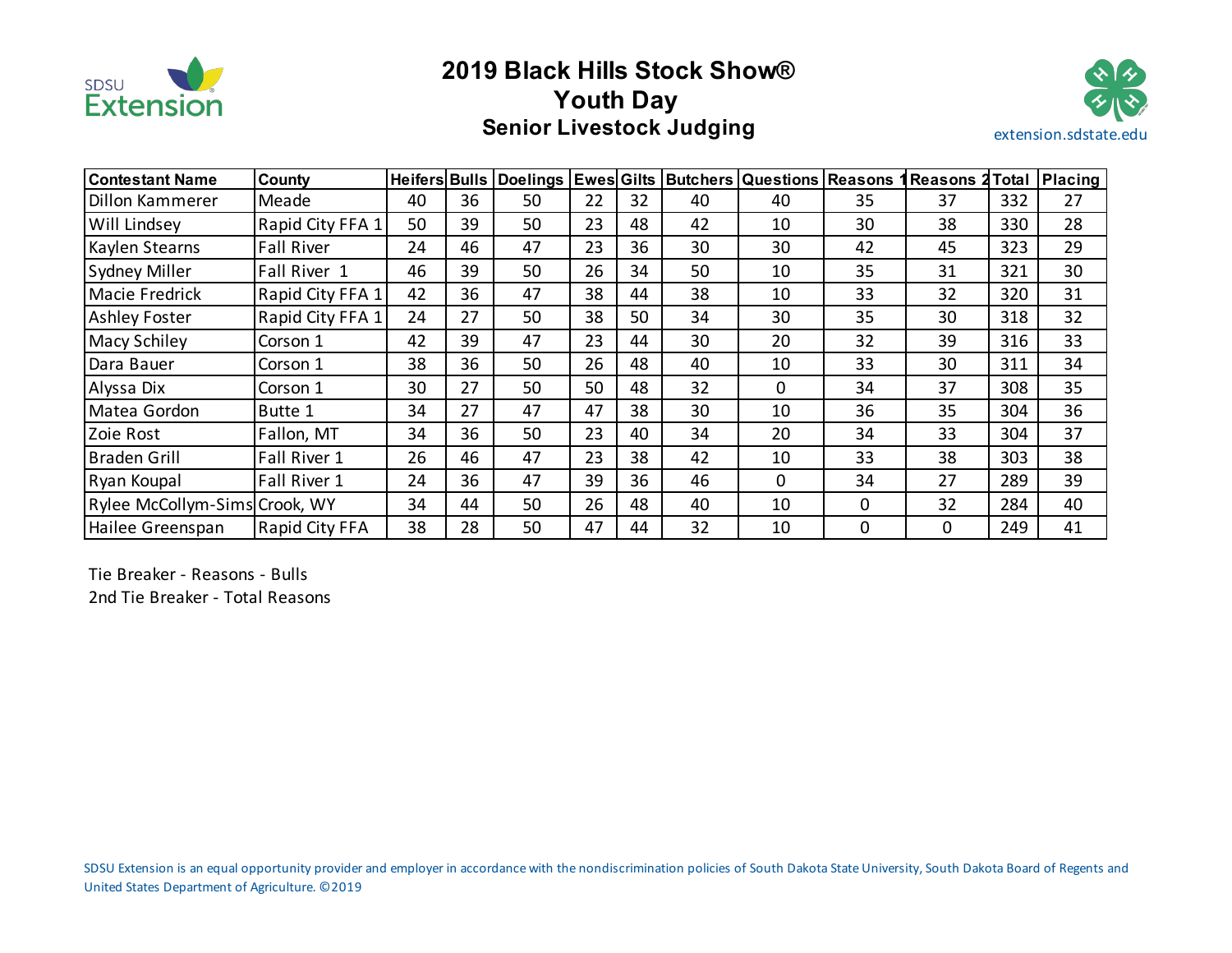# 2019 Black Hills Stock Show®

## Youth Day

### Senior Livestock Judging

extension.sdstate.edu

| Contestant Name | County | Heifers | Bulls | Doelings | Ewes | Gilts | Butchers | Questions | Reasons 1 | Reasons 2 | Total | Placing |
|---|---|---|---|---|---|---|---|---|---|---|---|---|
| Dillon Kammerer | Meade | 40 | 36 | 50 | 22 | 32 | 40 | 40 | 35 | 37 | 332 | 27 |
| Will Lindsey | Rapid City FFA 1 | 50 | 39 | 50 | 23 | 48 | 42 | 10 | 30 | 38 | 330 | 28 |
| Kaylen Stearns | Fall River | 24 | 46 | 47 | 23 | 36 | 30 | 30 | 42 | 45 | 323 | 29 |
| Sydney Miller | Fall River 1 | 46 | 39 | 50 | 26 | 34 | 50 | 10 | 35 | 31 | 321 | 30 |
| Macie Fredrick | Rapid City FFA 1 | 42 | 36 | 47 | 38 | 44 | 38 | 10 | 33 | 32 | 320 | 31 |
| Ashley Foster | Rapid City FFA 1 | 24 | 27 | 50 | 38 | 50 | 34 | 30 | 35 | 30 | 318 | 32 |
| Macy Schiley | Corson 1 | 42 | 39 | 47 | 23 | 44 | 30 | 20 | 32 | 39 | 316 | 33 |
| Dara Bauer | Corson 1 | 38 | 36 | 50 | 26 | 48 | 40 | 10 | 33 | 30 | 311 | 34 |
| Alyssa Dix | Corson 1 | 30 | 27 | 50 | 50 | 48 | 32 | 0 | 34 | 37 | 308 | 35 |
| Matea Gordon | Butte 1 | 34 | 27 | 47 | 47 | 38 | 30 | 10 | 36 | 35 | 304 | 36 |
| Zoie Rost | Fallon, MT | 34 | 36 | 50 | 23 | 40 | 34 | 20 | 34 | 33 | 304 | 37 |
| Braden Grill | Fall River 1 | 26 | 46 | 47 | 23 | 38 | 42 | 10 | 33 | 38 | 303 | 38 |
| Ryan Koupal | Fall River 1 | 24 | 36 | 47 | 39 | 36 | 46 | 0 | 34 | 27 | 289 | 39 |
| Rylee McCollym-Sims | Crook, WY | 34 | 44 | 50 | 26 | 48 | 40 | 10 | 0 | 32 | 284 | 40 |
| Hailee Greenspan | Rapid City FFA | 38 | 28 | 50 | 47 | 44 | 32 | 10 | 0 | 0 | 249 | 41 |

Tie Breaker - Reasons - Bulls
2nd Tie Breaker - Total Reasons

SDSU Extension is an equal opportunity provider and employer in accordance with the nondiscrimination policies of South Dakota State University, South Dakota Board of Regents and United States Department of Agriculture. ©2019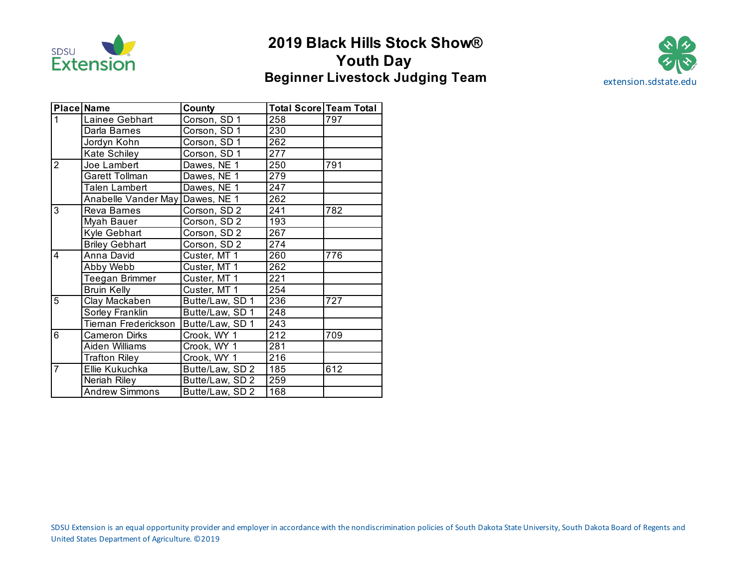# 2019 Black Hills Stock Show®

## Youth Day

### Beginner Livestock Judging Team

| Place | Name | County | Total Score | Team Total |
|---|---|---|---|---|
| 1 | Lainee Gebhart | Corson, SD 1 | 258 | 797 |
| | Darla Barnes | Corson, SD 1 | 230 | |
| | Jordyn Kohn | Corson, SD 1 | 262 | |
| | Kate Schiley | Corson, SD 1 | 277 | |
| 2 | Joe Lambert | Dawes, NE 1 | 250 | 791 |
| | Garett Tollman | Dawes, NE 1 | 279 | |
| | Talen Lambert | Dawes, NE 1 | 247 | |
| | Anabelle Vander May | Dawes, NE 1 | 262 | |
| 3 | Reva Barnes | Corson, SD 2 | 241 | 782 |
| | Myah Bauer | Corson, SD 2 | 193 | |
| | Kyle Gebhart | Corson, SD 2 | 267 | |
| | Briley Gebhart | Corson, SD 2 | 274 | |
| 4 | Anna David | Custer, MT 1 | 260 | 776 |
| | Abby Webb | Custer, MT 1 | 262 | |
| | Teegan Brimmer | Custer, MT 1 | 221 | |
| | Bruin Kelly | Custer, MT 1 | 254 | |
| 5 | Clay Mackaben | Butte/Law, SD 1 | 236 | 727 |
| | Sorley Franklin | Butte/Law, SD 1 | 248 | |
| | Tiernan Frederickson | Butte/Law, SD 1 | 243 | |
| 6 | Cameron Dirks | Crook, WY 1 | 212 | 709 |
| | Aiden Williams | Crook, WY 1 | 281 | |
| | Trafton Riley | Crook, WY 1 | 216 | |
| 7 | Ellie Kukuchka | Butte/Law, SD 2 | 185 | 612 |
| | Neriah Riley | Butte/Law, SD 2 | 259 | |
| | Andrew Simmons | Butte/Law, SD 2 | 168 | |

SDSU Extension is an equal opportunity provider and employer in accordance with the nondiscrimination policies of South Dakota State University, South Dakota Board of Regents and United States Department of Agriculture. ©2019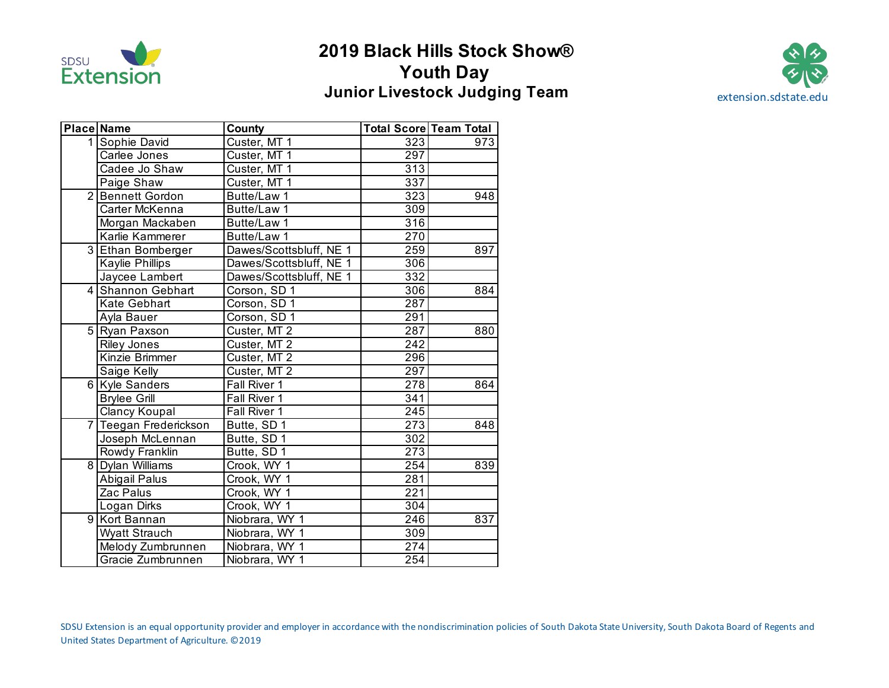# 2019 Black Hills Stock Show®
## Youth Day
### Junior Livestock Judging Team

extension.sdstate.edu

| Place | Name | County | Total Score | Team Total |
|---|---|---|---|---|
| 1 | Sophie David | Custer, MT 1 | 323 | 973 |
| | Carlee Jones | Custer, MT 1 | 297 | |
| | Cadee Jo Shaw | Custer, MT 1 | 313 | |
| | Paige Shaw | Custer, MT 1 | 337 | |
| 2 | Bennett Gordon | Butte/Law 1 | 323 | 948 |
| | Carter McKenna | Butte/Law 1 | 309 | |
| | Morgan Mackaben | Butte/Law 1 | 316 | |
| | Karlie Kammerer | Butte/Law 1 | 270 | |
| 3 | Ethan Bomberger | Dawes/Scottsbluff, NE 1 | 259 | 897 |
| | Kaylie Phillips | Dawes/Scottsbluff, NE 1 | 306 | |
| | Jaycee Lambert | Dawes/Scottsbluff, NE 1 | 332 | |
| 4 | Shannon Gebhart | Corson, SD 1 | 306 | 884 |
| | Kate Gebhart | Corson, SD 1 | 287 | |
| | Ayla Bauer | Corson, SD 1 | 291 | |
| 5 | Ryan Paxson | Custer, MT 2 | 287 | 880 |
| | Riley Jones | Custer, MT 2 | 242 | |
| | Kinzie Brimmer | Custer, MT 2 | 296 | |
| | Saige Kelly | Custer, MT 2 | 297 | |
| 6 | Kyle Sanders | Fall River 1 | 278 | 864 |
| | Brylee Grill | Fall River 1 | 341 | |
| | Clancy Koupal | Fall River 1 | 245 | |
| 7 | Teegan Frederickson | Butte, SD 1 | 273 | 848 |
| | Joseph McLennan | Butte, SD 1 | 302 | |
| | Rowdy Franklin | Butte, SD 1 | 273 | |
| 8 | Dylan Williams | Crook, WY 1 | 254 | 839 |
| | Abigail Palus | Crook, WY 1 | 281 | |
| | Zac Palus | Crook, WY 1 | 221 | |
| | Logan Dirks | Crook, WY 1 | 304 | |
| 9 | Kort Bannan | Niobrara, WY 1 | 246 | 837 |
| | Wyatt Strauch | Niobrara, WY 1 | 309 | |
| | Melody Zumbrunnen | Niobrara, WY 1 | 274 | |
| | Gracie Zumbrunnen | Niobrara, WY 1 | 254 | |

SDSU Extension is an equal opportunity provider and employer in accordance with the nondiscrimination policies of South Dakota State University, South Dakota Board of Regents and United States Department of Agriculture. ©2019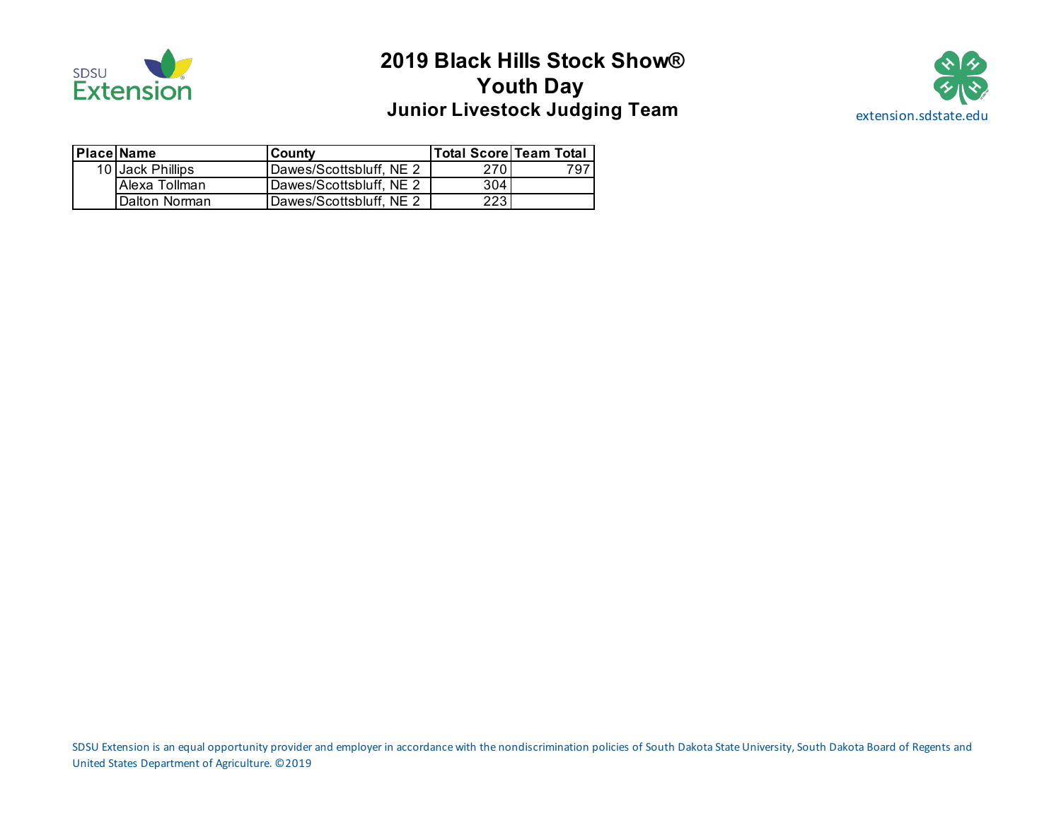# 2019 Black Hills Stock Show®
## Youth Day
### Junior Livestock Judging Team

| Place | Name | County | Total Score | Team Total |
|---|---|---|---|---|
| 10 | Jack Phillips | Dawes/Scottsbluff, NE 2 | 270 | 797 |
| | Alexa Tollman | Dawes/Scottsbluff, NE 2 | 304 | |
| | Dalton Norman | Dawes/Scottsbluff, NE 2 | 223 | |

SDSU Extension is an equal opportunity provider and employer in accordance with the nondiscrimination policies of South Dakota State University, South Dakota Board of Regents and United States Department of Agriculture. ©2019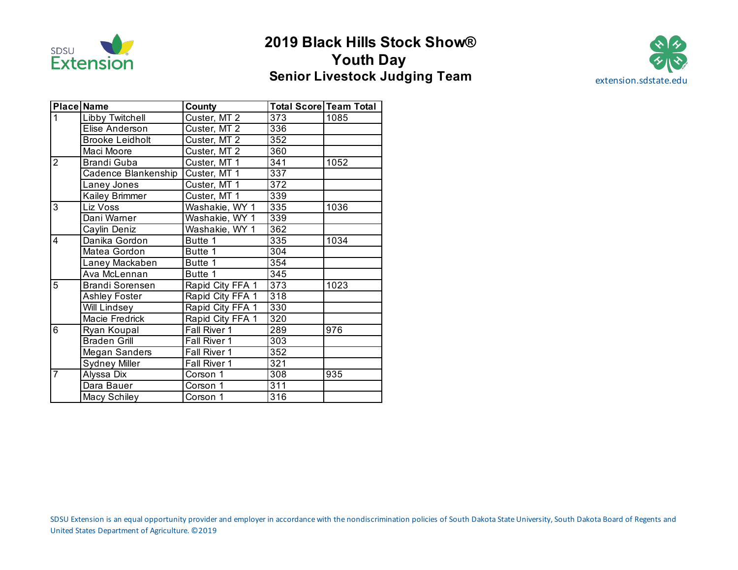SDSU Extension

# 2019 Black Hills Stock Show®
## Youth Day
### Senior Livestock Judging Team

extension.sdstate.edu

| Place | Name | County | Total Score | Team Total |
|---|---|---|---|---|
| 1 | Libby Twitchell | Custer, MT 2 | 373 | 1085 |
| | Elise Anderson | Custer, MT 2 | 336 | |
| | Brooke Leidholt | Custer, MT 2 | 352 | |
| | Maci Moore | Custer, MT 2 | 360 | |
| 2 | Brandi Guba | Custer, MT 1 | 341 | 1052 |
| | Cadence Blankenship | Custer, MT 1 | 337 | |
| | Laney Jones | Custer, MT 1 | 372 | |
| | Kailey Brimmer | Custer, MT 1 | 339 | |
| 3 | Liz Voss | Washakie, WY 1 | 335 | 1036 |
| | Dani Warner | Washakie, WY 1 | 339 | |
| | Caylin Deniz | Washakie, WY 1 | 362 | |
| 4 | Danika Gordon | Butte 1 | 335 | 1034 |
| | Matea Gordon | Butte 1 | 304 | |
| | Laney Mackaben | Butte 1 | 354 | |
| | Ava McLennan | Butte 1 | 345 | |
| 5 | Brandi Sorensen | Rapid City FFA 1 | 373 | 1023 |
| | Ashley Foster | Rapid City FFA 1 | 318 | |
| | Will Lindsey | Rapid City FFA 1 | 330 | |
| | Macie Fredrick | Rapid City FFA 1 | 320 | |
| 6 | Ryan Koupal | Fall River 1 | 289 | 976 |
| | Braden Grill | Fall River 1 | 303 | |
| | Megan Sanders | Fall River 1 | 352 | |
| | Sydney Miller | Fall River 1 | 321 | |
| 7 | Alyssa Dix | Corson 1 | 308 | 935 |
| | Dara Bauer | Corson 1 | 311 | |
| | Macy Schiley | Corson 1 | 316 | |

SDSU Extension is an equal opportunity provider and employer in accordance with the nondiscrimination policies of South Dakota State University, South Dakota Board of Regents and United States Department of Agriculture. ©2019